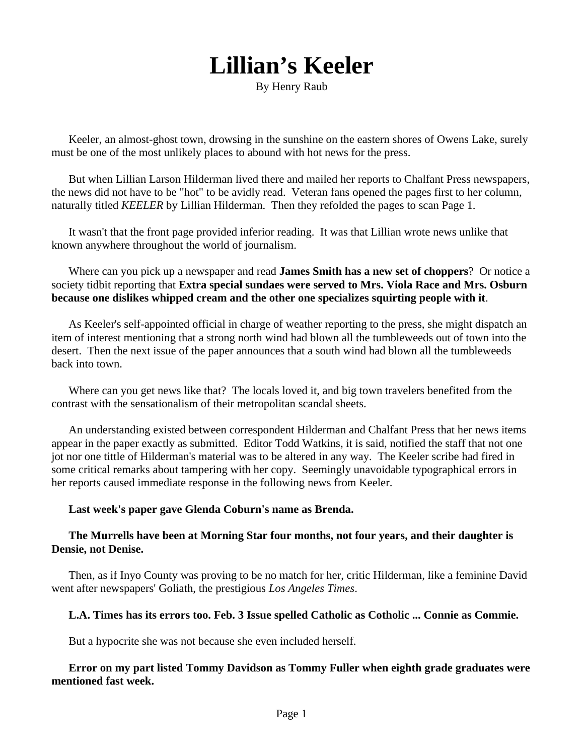# Lillian's Keeler

By Henry Raub

Keeler, an almost-ghost town, drowsing in the sunshine on the eastern shores of Owens Lake, surely must be one of the most unlikely places to abound with hot news for the press.

But when Lillian Larson Hilderman lived there and mailed her reports to Chalfant Press newspapers, the news did not have to be "hot" to be avidly read. Veteran fans opened the pages first to her column, naturally titled *KEELER* by Lillian Hilderman. Then they refolded the pages to scan Page 1.

It wasn't that the front page provided inferior reading. It was that Lillian wrote news unlike that known anywhere throughout the world of journalism.

Where can you pick up a newspaper and read **James Smith has a new set of choppers**? Or notice a society tidbit reporting that **Extra special sundaes were served to Mrs. Viola Race and Mrs. Osburn because one dislikes whipped cream and the other one specializes squirting people with it**.

As Keeler's self-appointed official in charge of weather reporting to the press, she might dispatch an item of interest mentioning that a strong north wind had blown all the tumbleweeds out of town into the desert. Then the next issue of the paper announces that a south wind had blown all the tumbleweeds back into town.

Where can you get news like that? The locals loved it, and big town travelers benefited from the contrast with the sensationalism of their metropolitan scandal sheets.

An understanding existed between correspondent Hilderman and Chalfant Press that her news items appear in the paper exactly as submitted. Editor Todd Watkins, it is said, notified the staff that not one jot nor one tittle of Hilderman's material was to be altered in any way. The Keeler scribe had fired in some critical remarks about tampering with her copy. Seemingly unavoidable typographical errors in her reports caused immediate response in the following news from Keeler.

**Last week's paper gave Glenda Coburn's name as Brenda.**

**The Murrells have been at Morning Star four months, not four years, and their daughter is Densie, not Denise.**

Then, as if Inyo County was proving to be no match for her, critic Hilderman, like a feminine David went after newspapers' Goliath, the prestigious *Los Angeles Times*.

**L.A. Times has its errors too. Feb. 3 Issue spelled Catholic as Cotholic ... Connie as Commie.**

But a hypocrite she was not because she even included herself.

**Error on my part listed Tommy Davidson as Tommy Fuller when eighth grade graduates were mentioned fast week.**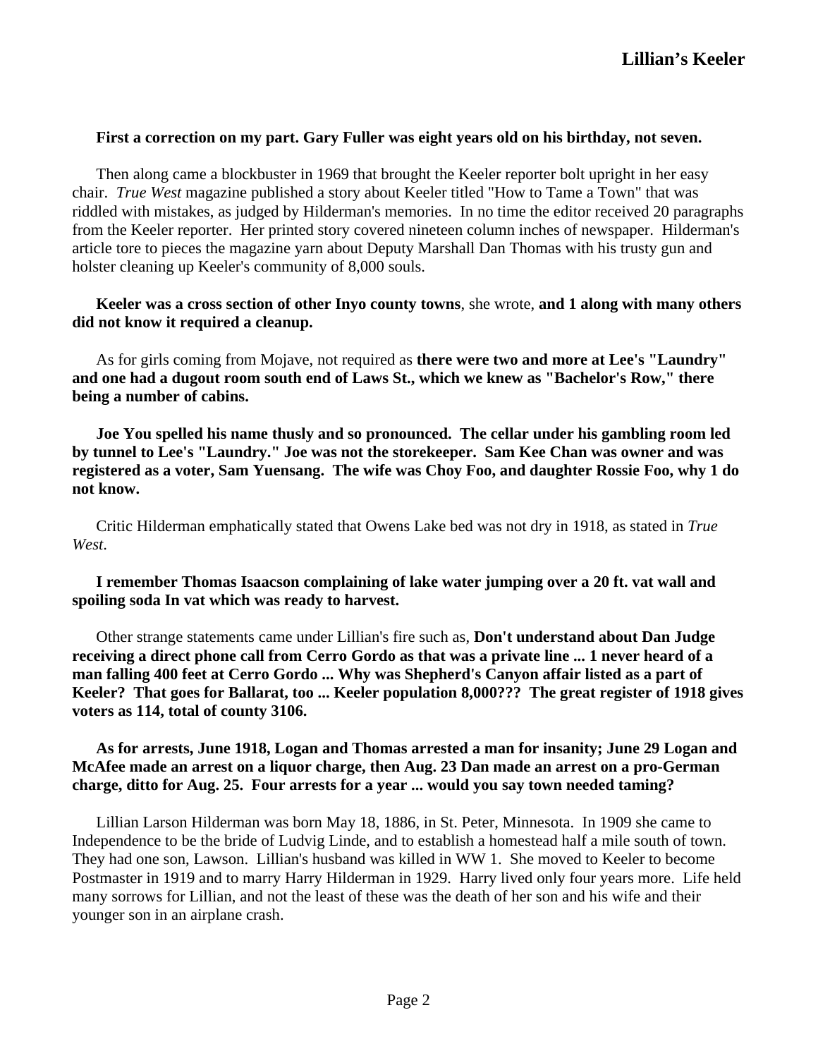**First a correction on my part. Gary Fuller was eight years old on his birthday, not seven.**

Then along came a blockbuster in 1969 that brought the Keeler reporter bolt upright in her easy chair. *True West* magazine published a story about Keeler titled "How to Tame a Town" that was riddled with mistakes, as judged by Hilderman's memories. In no time the editor received 20 paragraphs from the Keeler reporter. Her printed story covered nineteen column inches of newspaper. Hilderman's article tore to pieces the magazine yarn about Deputy Marshall Dan Thomas with his trusty gun and holster cleaning up Keeler's community of 8,000 souls.

**Keeler was a cross section of other Inyo county towns**, she wrote, **and 1 along with many others did not know it required a cleanup.**

As for girls coming from Mojave, not required as **there were two and more at Lee's "Laundry" and one had a dugout room south end of Laws St., which we knew as "Bachelor's Row," there being a number of cabins.**

**Joe You spelled his name thusly and so pronounced. The cellar under his gambling room led by tunnel to Lee's "Laundry." Joe was not the storekeeper. Sam Kee Chan was owner and was registered as a voter, Sam Yuensang. The wife was Choy Foo, and daughter Rossie Foo, why 1 do not know.**

Critic Hilderman emphatically stated that Owens Lake bed was not dry in 1918, as stated in *True West*.

**I remember Thomas Isaacson complaining of lake water jumping over a 20 ft. vat wall and spoiling soda In vat which was ready to harvest.**

Other strange statements came under Lillian's fire such as, **Don't understand about Dan Judge receiving a direct phone call from Cerro Gordo as that was a private line ... 1 never heard of a man falling 400 feet at Cerro Gordo ... Why was Shepherd's Canyon affair listed as a part of Keeler? That goes for Ballarat, too ... Keeler population 8,000??? The great register of 1918 gives voters as 114, total of county 3106.**

**As for arrests, June 1918, Logan and Thomas arrested a man for insanity; June 29 Logan and McAfee made an arrest on a liquor charge, then Aug. 23 Dan made an arrest on a pro-German charge, ditto for Aug. 25. Four arrests for a year ... would you say town needed taming?**

Lillian Larson Hilderman was born May 18, 1886, in St. Peter, Minnesota. In 1909 she came to Independence to be the bride of Ludvig Linde, and to establish a homestead half a mile south of town. They had one son, Lawson. Lillian's husband was killed in WW 1. She moved to Keeler to become Postmaster in 1919 and to marry Harry Hilderman in 1929. Harry lived only four years more. Life held many sorrows for Lillian, and not the least of these was the death of her son and his wife and their younger son in an airplane crash.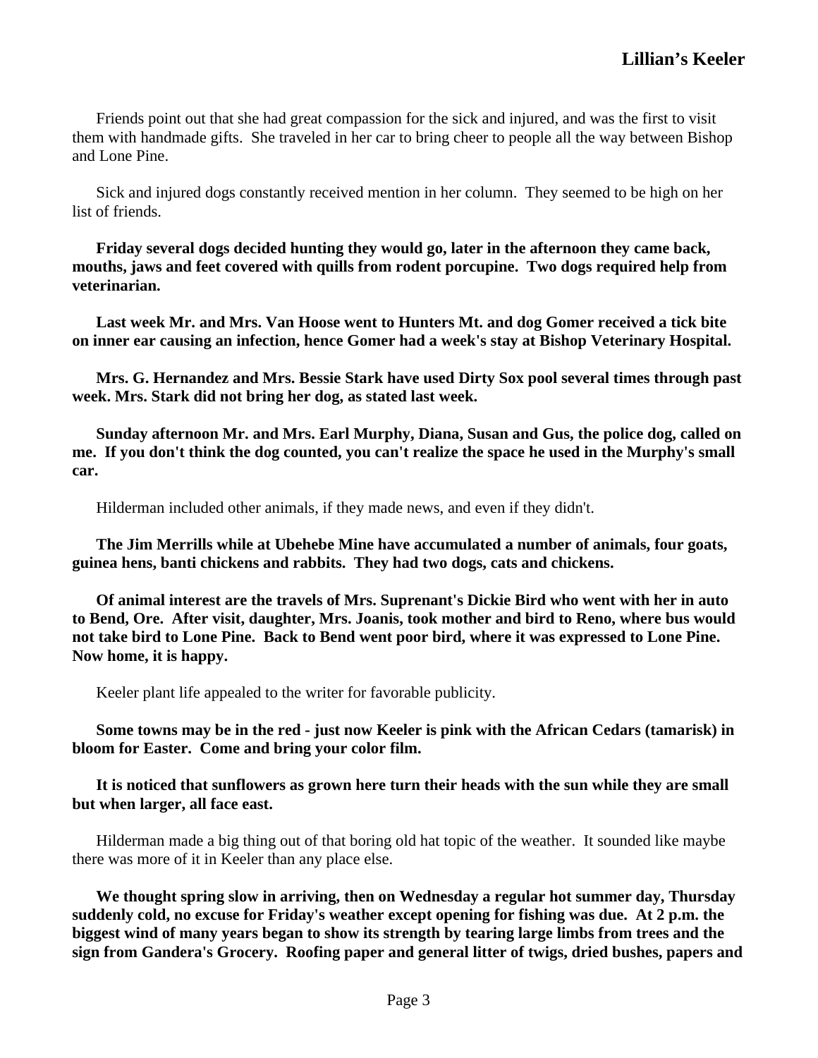Friends point out that she had great compassion for the sick and injured, and was the first to visit them with handmade gifts. She traveled in her car to bring cheer to people all the way between Bishop and Lone Pine.

Sick and injured dogs constantly received mention in her column. They seemed to be high on her list of friends.

**Friday several dogs decided hunting they would go, later in the afternoon they came back, mouths, jaws and feet covered with quills from rodent porcupine. Two dogs required help from veterinarian.**

**Last week Mr. and Mrs. Van Hoose went to Hunters Mt. and dog Gomer received a tick bite on inner ear causing an infection, hence Gomer had a week's stay at Bishop Veterinary Hospital.**

**Mrs. G. Hernandez and Mrs. Bessie Stark have used Dirty Sox pool several times through past week. Mrs. Stark did not bring her dog, as stated last week.**

**Sunday afternoon Mr. and Mrs. Earl Murphy, Diana, Susan and Gus, the police dog, called on me. If you don't think the dog counted, you can't realize the space he used in the Murphy's small car.**

Hilderman included other animals, if they made news, and even if they didn't.

**The Jim Merrills while at Ubehebe Mine have accumulated a number of animals, four goats, guinea hens, banti chickens and rabbits. They had two dogs, cats and chickens.**

**Of animal interest are the travels of Mrs. Suprenant's Dickie Bird who went with her in auto to Bend, Ore. After visit, daughter, Mrs. Joanis, took mother and bird to Reno, where bus would not take bird to Lone Pine. Back to Bend went poor bird, where it was expressed to Lone Pine. Now home, it is happy.**

Keeler plant life appealed to the writer for favorable publicity.

**Some towns may be in the red - just now Keeler is pink with the African Cedars (tamarisk) in bloom for Easter. Come and bring your color film.**

**It is noticed that sunflowers as grown here turn their heads with the sun while they are small but when larger, all face east.**

Hilderman made a big thing out of that boring old hat topic of the weather. It sounded like maybe there was more of it in Keeler than any place else.

**We thought spring slow in arriving, then on Wednesday a regular hot summer day, Thursday suddenly cold, no excuse for Friday's weather except opening for fishing was due. At 2 p.m. the biggest wind of many years began to show its strength by tearing large limbs from trees and the sign from Gandera's Grocery. Roofing paper and general litter of twigs, dried bushes, papers and**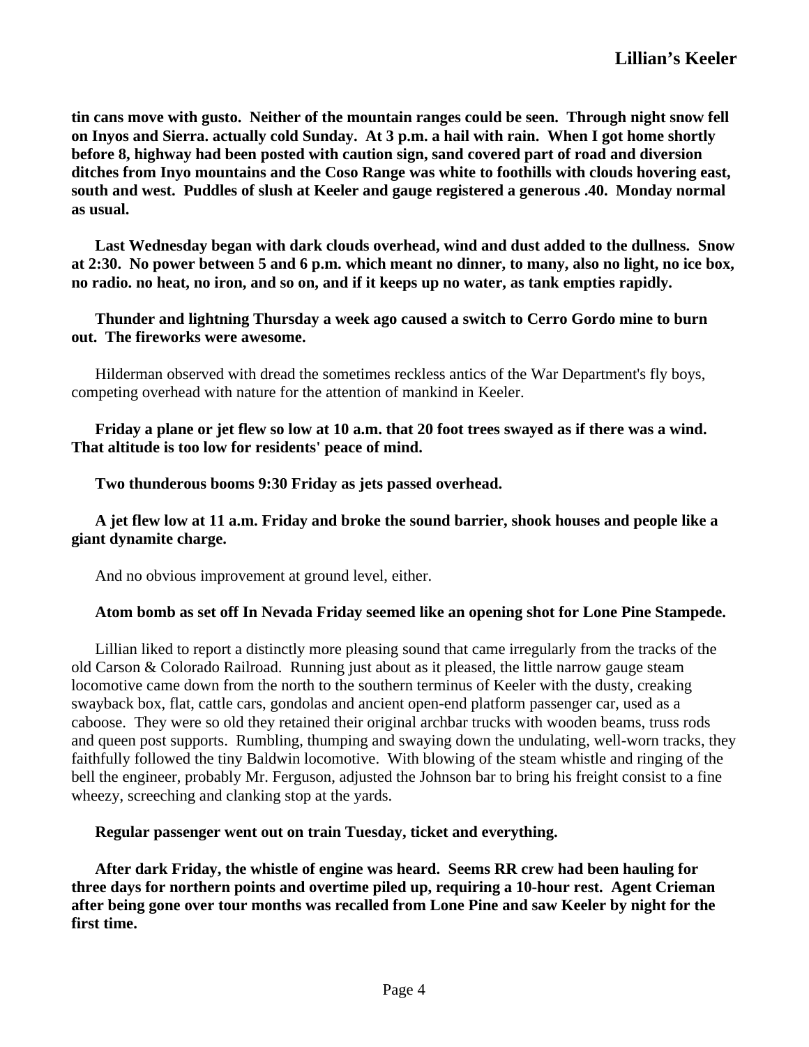**tin cans move with gusto. Neither of the mountain ranges could be seen. Through night snow fell on Inyos and Sierra. actually cold Sunday. At 3 p.m. a hail with rain. When I got home shortly before 8, highway had been posted with caution sign, sand covered part of road and diversion ditches from Inyo mountains and the Coso Range was white to foothills with clouds hovering east, south and west. Puddles of slush at Keeler and gauge registered a generous .40. Monday normal as usual.**

**Last Wednesday began with dark clouds overhead, wind and dust added to the dullness. Snow at 2:30. No power between 5 and 6 p.m. which meant no dinner, to many, also no light, no ice box, no radio. no heat, no iron, and so on, and if it keeps up no water, as tank empties rapidly.**

**Thunder and lightning Thursday a week ago caused a switch to Cerro Gordo mine to burn out. The fireworks were awesome.**

Hilderman observed with dread the sometimes reckless antics of the War Department's fly boys, competing overhead with nature for the attention of mankind in Keeler.

**Friday a plane or jet flew so low at 10 a.m. that 20 foot trees swayed as if there was a wind. That altitude is too low for residents' peace of mind.**

**Two thunderous booms 9:30 Friday as jets passed overhead.**

**A jet flew low at 11 a.m. Friday and broke the sound barrier, shook houses and people like a giant dynamite charge.**

And no obvious improvement at ground level, either.

**Atom bomb as set off In Nevada Friday seemed like an opening shot for Lone Pine Stampede.**

Lillian liked to report a distinctly more pleasing sound that came irregularly from the tracks of the old Carson & Colorado Railroad. Running just about as it pleased, the little narrow gauge steam locomotive came down from the north to the southern terminus of Keeler with the dusty, creaking swayback box, flat, cattle cars, gondolas and ancient open-end platform passenger car, used as a caboose. They were so old they retained their original archbar trucks with wooden beams, truss rods and queen post supports. Rumbling, thumping and swaying down the undulating, well-worn tracks, they faithfully followed the tiny Baldwin locomotive. With blowing of the steam whistle and ringing of the bell the engineer, probably Mr. Ferguson, adjusted the Johnson bar to bring his freight consist to a fine wheezy, screeching and clanking stop at the yards.

**Regular passenger went out on train Tuesday, ticket and everything.**

**After dark Friday, the whistle of engine was heard. Seems RR crew had been hauling for three days for northern points and overtime piled up, requiring a 10-hour rest. Agent Crieman after being gone over tour months was recalled from Lone Pine and saw Keeler by night for the first time.**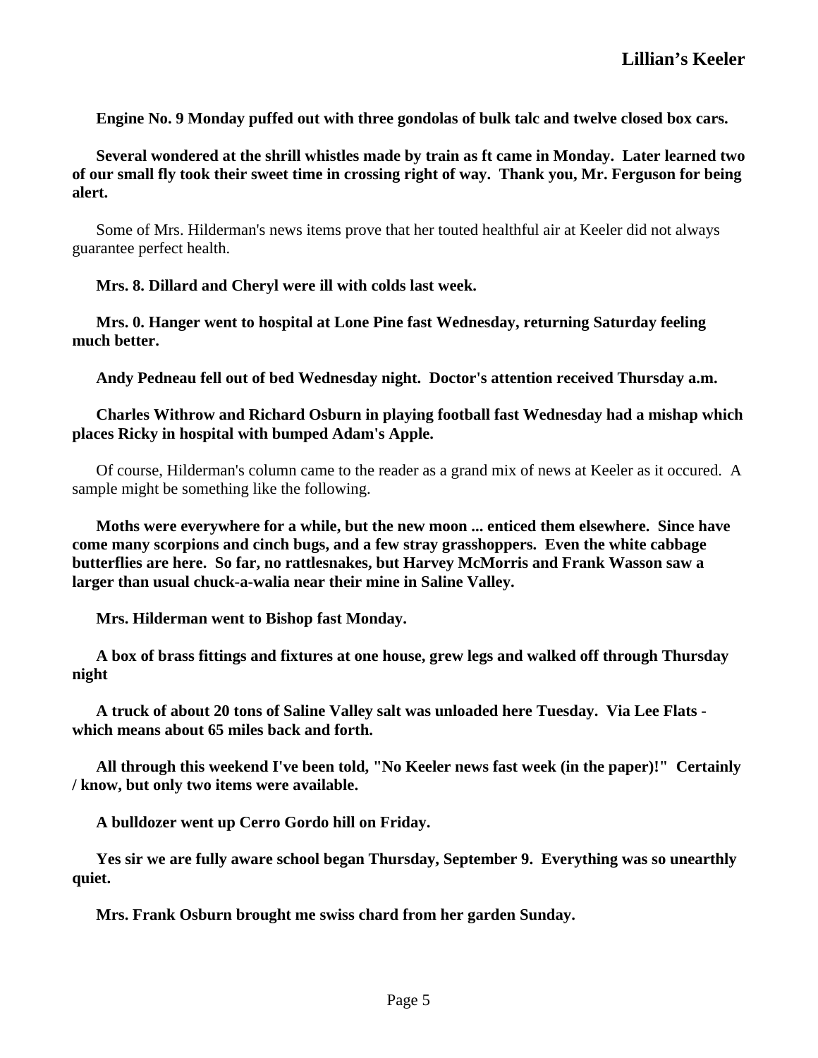**Engine No. 9 Monday puffed out with three gondolas of bulk talc and twelve closed box cars.**

**Several wondered at the shrill whistles made by train as ft came in Monday. Later learned two of our small fly took their sweet time in crossing right of way. Thank you, Mr. Ferguson for being alert.**

Some of Mrs. Hilderman's news items prove that her touted healthful air at Keeler did not always guarantee perfect health.

**Mrs. 8. Dillard and Cheryl were ill with colds last week.**

**Mrs. 0. Hanger went to hospital at Lone Pine fast Wednesday, returning Saturday feeling much better.**

**Andy Pedneau fell out of bed Wednesday night. Doctor's attention received Thursday a.m.**

**Charles Withrow and Richard Osburn in playing football fast Wednesday had a mishap which places Ricky in hospital with bumped Adam's Apple.**

Of course, Hilderman's column came to the reader as a grand mix of news at Keeler as it occured. A sample might be something like the following.

**Moths were everywhere for a while, but the new moon ... enticed them elsewhere. Since have come many scorpions and cinch bugs, and a few stray grasshoppers. Even the white cabbage butterflies are here. So far, no rattlesnakes, but Harvey McMorris and Frank Wasson saw a larger than usual chuck-a-walia near their mine in Saline Valley.**

**Mrs. Hilderman went to Bishop fast Monday.**

**A box of brass fittings and fixtures at one house, grew legs and walked off through Thursday night**

**A truck of about 20 tons of Saline Valley salt was unloaded here Tuesday. Via Lee Flats - which means about 65 miles back and forth.**

**All through this weekend I've been told, "No Keeler news fast week (in the paper)!" Certainly / know, but only two items were available.**

**A bulldozer went up Cerro Gordo hill on Friday.**

**Yes sir we are fully aware school began Thursday, September 9. Everything was so unearthly quiet.**

**Mrs. Frank Osburn brought me swiss chard from her garden Sunday.**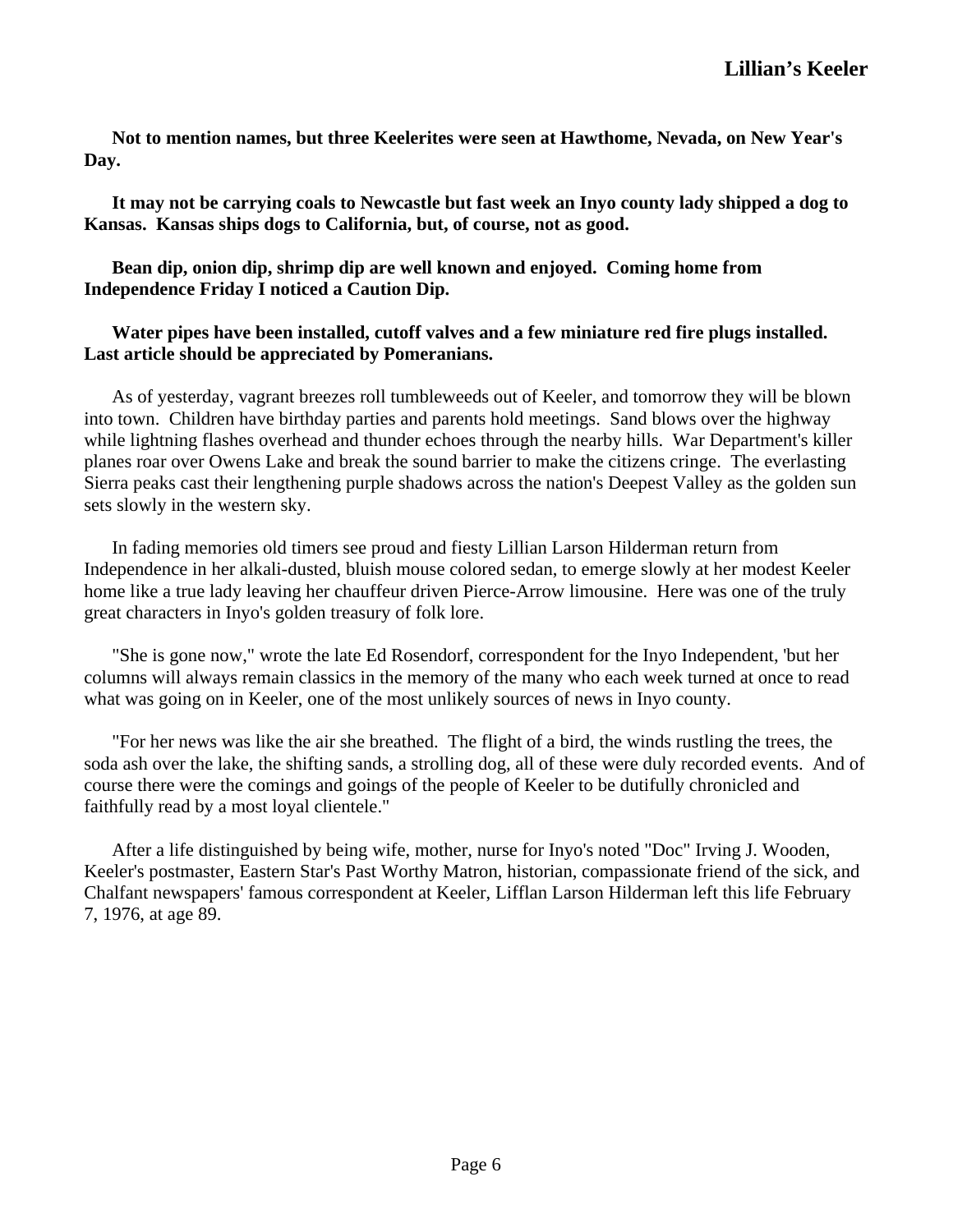**Not to mention names, but three Keelerites were seen at Hawthome, Nevada, on New Year's Day.**

**It may not be carrying coals to Newcastle but fast week an Inyo county lady shipped a dog to Kansas. Kansas ships dogs to California, but, of course, not as good.**

**Bean dip, onion dip, shrimp dip are well known and enjoyed. Coming home from Independence Friday I noticed a Caution Dip.**

**Water pipes have been installed, cutoff valves and a few miniature red fire plugs installed. Last article should be appreciated by Pomeranians.**

As of yesterday, vagrant breezes roll tumbleweeds out of Keeler, and tomorrow they will be blown into town. Children have birthday parties and parents hold meetings. Sand blows over the highway while lightning flashes overhead and thunder echoes through the nearby hills. War Department's killer planes roar over Owens Lake and break the sound barrier to make the citizens cringe. The everlasting Sierra peaks cast their lengthening purple shadows across the nation's Deepest Valley as the golden sun sets slowly in the western sky.

In fading memories old timers see proud and fiesty Lillian Larson Hilderman return from Independence in her alkali-dusted, bluish mouse colored sedan, to emerge slowly at her modest Keeler home like a true lady leaving her chauffeur driven Pierce-Arrow limousine. Here was one of the truly great characters in Inyo's golden treasury of folk lore.

"She is gone now," wrote the late Ed Rosendorf, correspondent for the Inyo Independent, 'but her columns will always remain classics in the memory of the many who each week turned at once to read what was going on in Keeler, one of the most unlikely sources of news in Inyo county.

"For her news was like the air she breathed. The flight of a bird, the winds rustling the trees, the soda ash over the lake, the shifting sands, a strolling dog, all of these were duly recorded events. And of course there were the comings and goings of the people of Keeler to be dutifully chronicled and faithfully read by a most loyal clientele."

After a life distinguished by being wife, mother, nurse for Inyo's noted "Doc" Irving J. Wooden, Keeler's postmaster, Eastern Star's Past Worthy Matron, historian, compassionate friend of the sick, and Chalfant newspapers' famous correspondent at Keeler, Lifflan Larson Hilderman left this life February 7, 1976, at age 89.